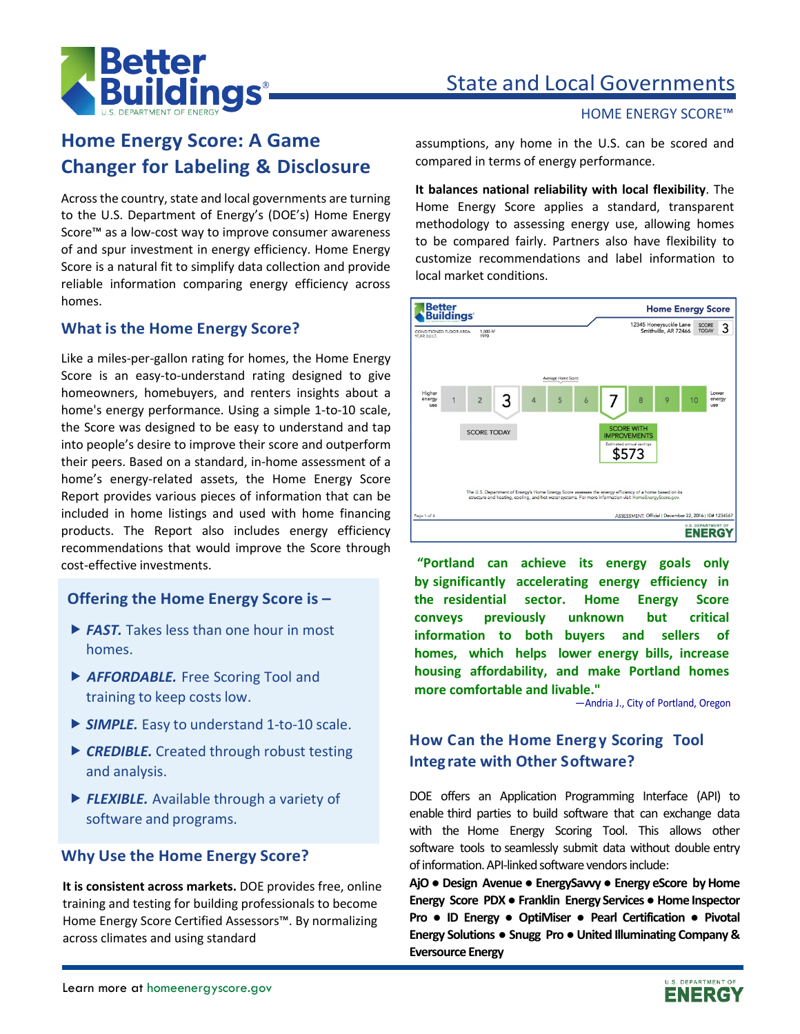# Home Energy Score: A Game Changer for Labeling & Disclosure

State and Local Governments

HOME ENERGY SCORE™

Across the country, state and local governments are turning to the U.S. Department of Energy's (DOE's) Home Energy Score™ as a low-cost way to improve consumer awareness of and spur investment in energy efficiency. Home Energy Score is a natural fit to simplify data collection and provide reliable information comparing energy efficiency across homes.

## What is the Home Energy Score?

Like a miles-per-gallon rating for homes, the Home Energy Score is an easy-to-understand rating designed to give homeowners, homebuyers, and renters insights about a home's energy performance. Using a simple 1-to-10 scale, the Score was designed to be easy to understand and tap into people's desire to improve their score and outperform their peers. Based on a standard, in-home assessment of a home's energy-related assets, the Home Energy Score Report provides various pieces of information that can be included in home listings and used with home financing products. The Report also includes energy efficiency recommendations that would improve the Score through cost-effective investments.

### Offering the Home Energy Score is –

- ***FAST.*** Takes less than one hour in most homes.
- ***AFFORDABLE.*** Free Scoring Tool and training to keep costs low.
- ***SIMPLE.*** Easy to understand 1-to-10 scale.
- ***CREDIBLE.*** Created through robust testing and analysis.
- ***FLEXIBLE.*** Available through a variety of software and programs.

## Why Use the Home Energy Score?

**It is consistent across markets.** DOE provides free, online training and testing for building professionals to become Home Energy Score Certified Assessors™. By normalizing across climates and using standard assumptions, any home in the U.S. can be scored and compared in terms of energy performance.

**It balances national reliability with local flexibility**. The Home Energy Score applies a standard, transparent methodology to assessing energy use, allowing homes to be compared fairly. Partners also have flexibility to customize recommendations and label information to local market conditions.

**"Portland can achieve its energy goals only by significantly accelerating energy efficiency in the residential sector. Home Energy Score conveys previously unknown but critical information to both buyers and sellers of homes, which helps lower energy bills, increase housing affordability, and make Portland homes more comfortable and livable."**

—Andria J., City of Portland, Oregon

## How Can the Home Energy Scoring Tool Integrate with Other Software?

DOE offers an Application Programming Interface (API) to enable third parties to build software that can exchange data with the Home Energy Scoring Tool. This allows other software tools to seamlessly submit data without double entry of information. API-linked software vendors include:

**AjO ● Design Avenue ● EnergySavvy ● Energy eScore by Home Energy Score PDX ● Franklin Energy Services ● Home Inspector Pro ● ID Energy ● OptiMiser ● Pearl Certification ● Pivotal Energy Solutions ● Snugg Pro ● United Illuminating Company & Eversource Energy**

Learn more at homeenergyscore.gov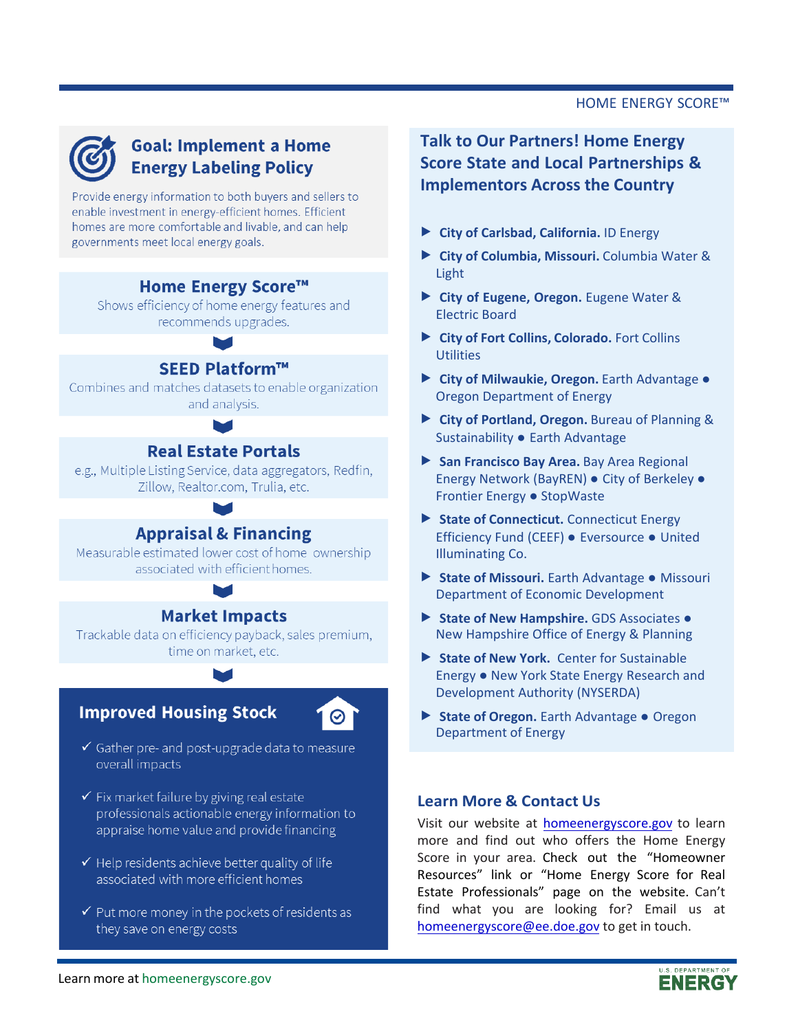## Goal: Implement a Home Energy Labeling Policy

Provide energy information to both buyers and sellers to enable investment in energy-efficient homes. Efficient homes are more comfortable and livable, and can help governments meet local energy goals.

### Home Energy Score™

Shows efficiency of home energy features and recommends upgrades.

### SEED Platform™

Combines and matches datasets to enable organization and analysis.

### Real Estate Portals

e.g., Multiple Listing Service, data aggregators, Redfin, Zillow, Realtor.com, Trulia, etc.

### Appraisal & Financing

Measurable estimated lower cost of home ownership associated with efficient homes.

### Market Impacts

Trackable data on efficiency payback, sales premium, time on market, etc.

### Improved Housing Stock

- ✓ Gather pre- and post-upgrade data to measure overall impacts
- ✓ Fix market failure by giving real estate professionals actionable energy information to appraise home value and provide financing
- ✓ Help residents achieve better quality of life associated with more efficient homes
- ✓ Put more money in the pockets of residents as they save on energy costs

## Talk to Our Partners! Home Energy Score State and Local Partnerships & Implementors Across the Country

- **City of Carlsbad, California.** ID Energy
- **City of Columbia, Missouri.** Columbia Water & Light
- **City of Eugene, Oregon.** Eugene Water & Electric Board
- **City of Fort Collins, Colorado.** Fort Collins Utilities
- **City of Milwaukie, Oregon.** Earth Advantage ● Oregon Department of Energy
- **City of Portland, Oregon.** Bureau of Planning & Sustainability ● Earth Advantage
- **San Francisco Bay Area.** Bay Area Regional Energy Network (BayREN) ● City of Berkeley ● Frontier Energy ● StopWaste
- **State of Connecticut.** Connecticut Energy Efficiency Fund (CEEF) ● Eversource ● United Illuminating Co.
- **State of Missouri.** Earth Advantage ● Missouri Department of Economic Development
- **State of New Hampshire.** GDS Associates ● New Hampshire Office of Energy & Planning
- **State of New York.** Center for Sustainable Energy ● New York State Energy Research and Development Authority (NYSERDA)
- **State of Oregon.** Earth Advantage ● Oregon Department of Energy

## Learn More & Contact Us

Visit our website at homeenergyscore.gov to learn more and find out who offers the Home Energy Score in your area. Check out the "Homeowner Resources" link or "Home Energy Score for Real Estate Professionals" page on the website. Can't find what you are looking for? Email us at homeenergyscore@ee.doe.gov to get in touch.